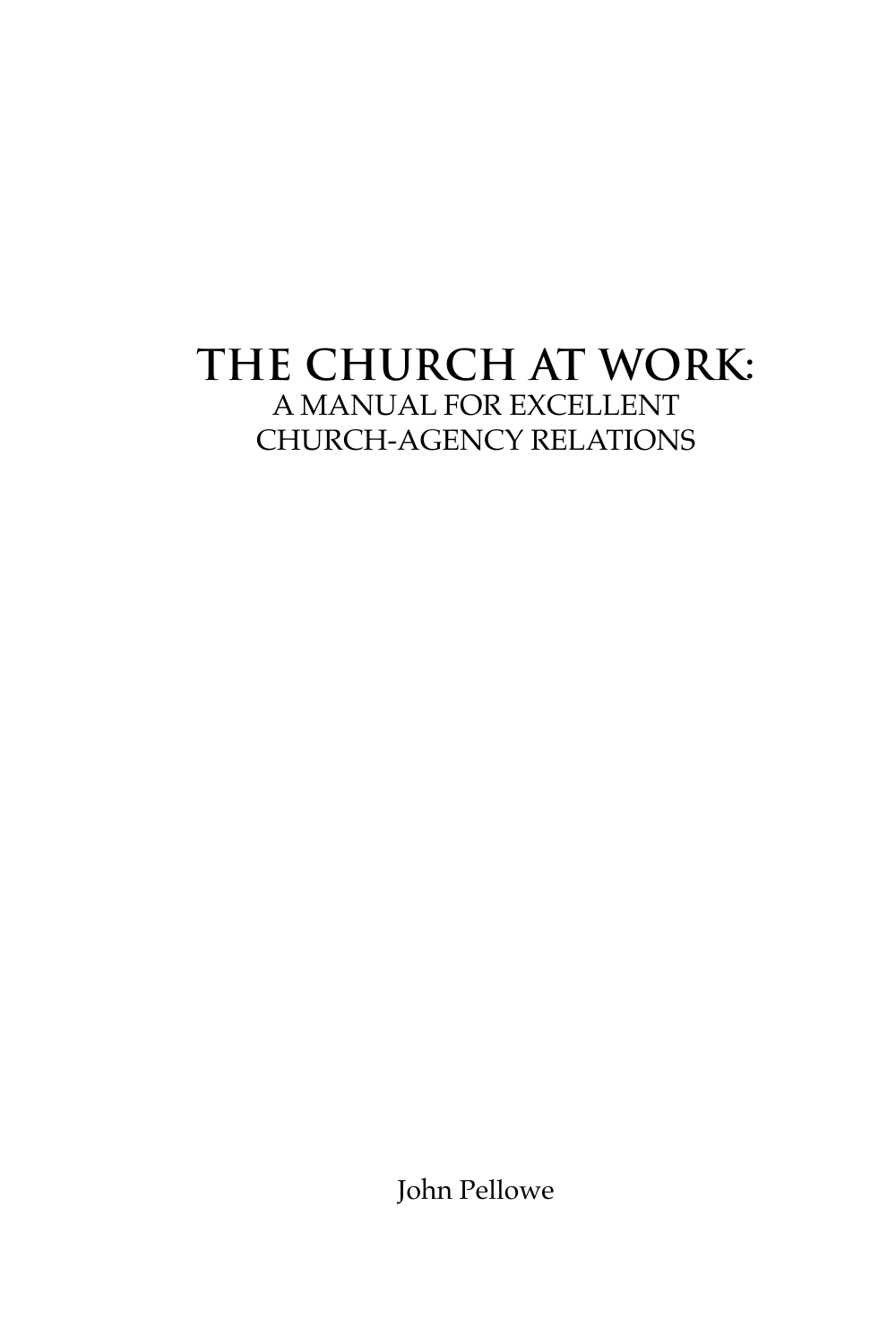# THE CHURCH AT WORK:

A MANUAL FOR EXCELLENT CHURCH-AGENCY RELATIONS

John Pellowe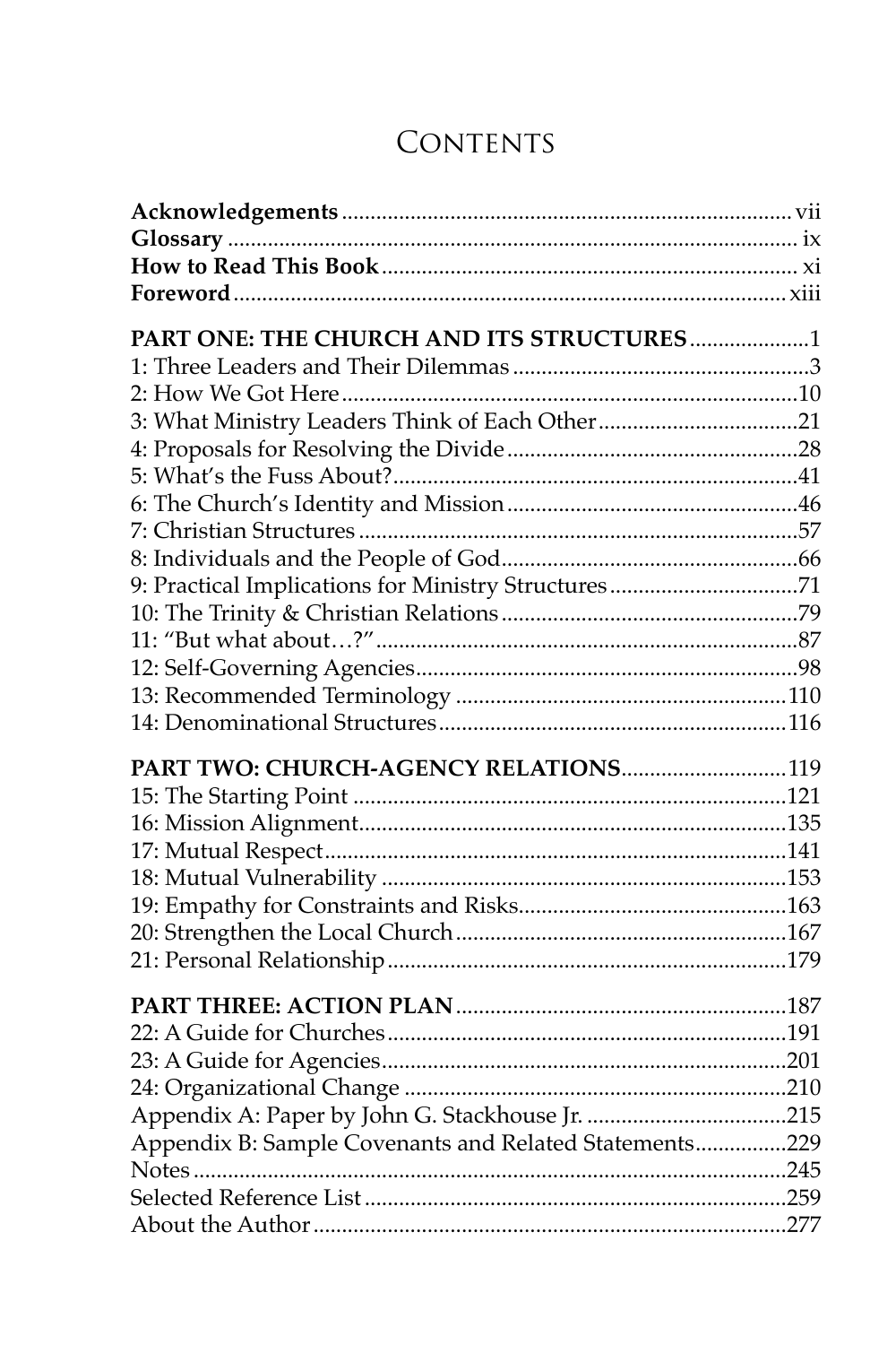# Contents

**Acknowledgements** ........ vii
**Glossary** ........ ix
**How to Read This Book** ........ xi
**Foreword** ........ xiii

**PART ONE: THE CHURCH AND ITS STRUCTURES** ........ 1
1: Three Leaders and Their Dilemmas ........ 3
2: How We Got Here ........ 10
3: What Ministry Leaders Think of Each Other ........ 21
4: Proposals for Resolving the Divide ........ 28
5: What's the Fuss About? ........ 41
6: The Church's Identity and Mission ........ 46
7: Christian Structures ........ 57
8: Individuals and the People of God ........ 66
9: Practical Implications for Ministry Structures ........ 71
10: The Trinity & Christian Relations ........ 79
11: "But what about…?" ........ 87
12: Self-Governing Agencies ........ 98
13: Recommended Terminology ........ 110
14: Denominational Structures ........ 116

**PART TWO: CHURCH-AGENCY RELATIONS** ........ 119
15: The Starting Point ........ 121
16: Mission Alignment ........ 135
17: Mutual Respect ........ 141
18: Mutual Vulnerability ........ 153
19: Empathy for Constraints and Risks ........ 163
20: Strengthen the Local Church ........ 167
21: Personal Relationship ........ 179

**PART THREE: ACTION PLAN** ........ 187
22: A Guide for Churches ........ 191
23: A Guide for Agencies ........ 201
24: Organizational Change ........ 210
Appendix A: Paper by John G. Stackhouse Jr. ........ 215
Appendix B: Sample Covenants and Related Statements ........ 229
Notes ........ 245
Selected Reference List ........ 259
About the Author ........ 277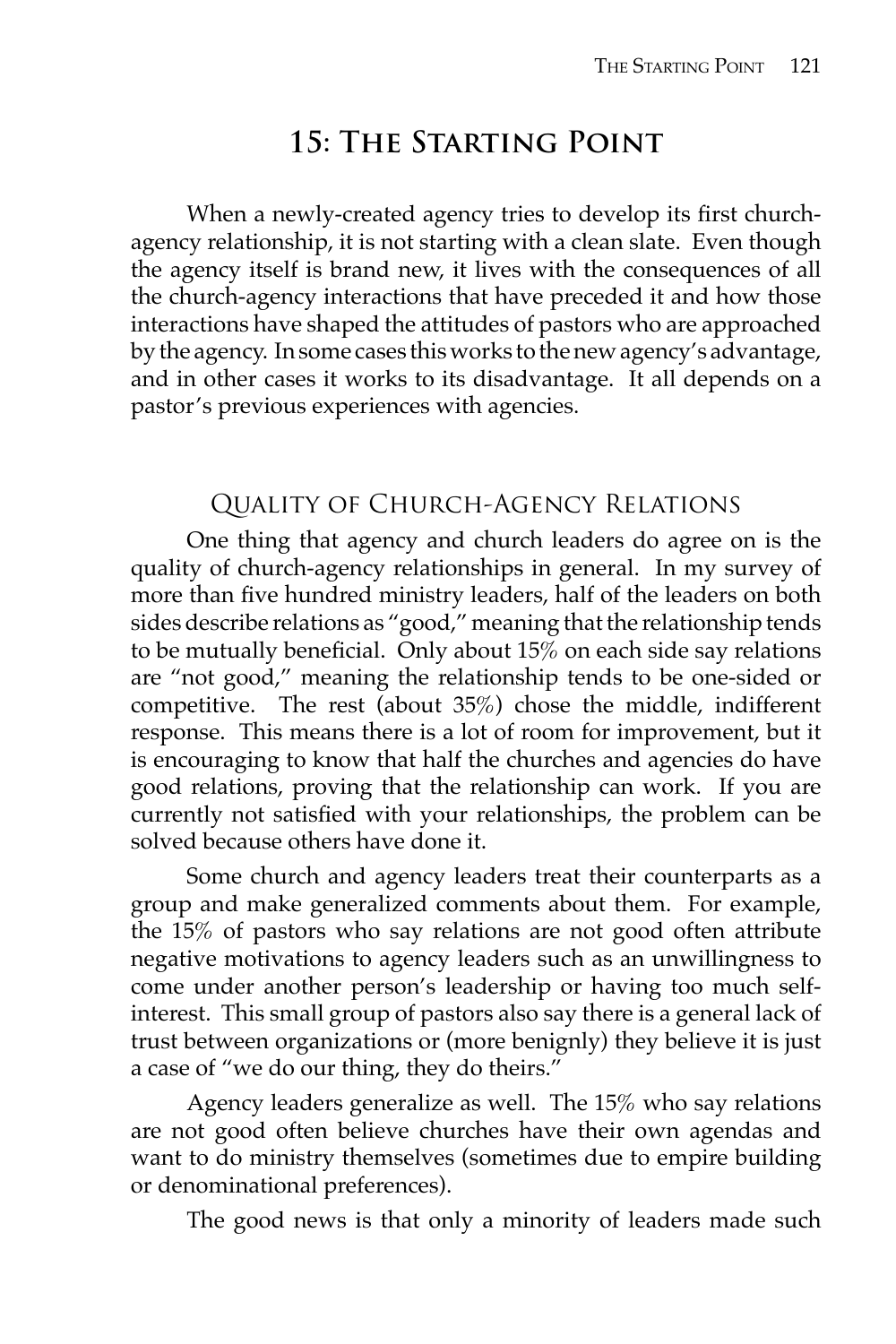# 15: The Starting Point

When a newly-created agency tries to develop its first church-agency relationship, it is not starting with a clean slate. Even though the agency itself is brand new, it lives with the consequences of all the church-agency interactions that have preceded it and how those interactions have shaped the attitudes of pastors who are approached by the agency. In some cases this works to the new agency's advantage, and in other cases it works to its disadvantage. It all depends on a pastor's previous experiences with agencies.

## Quality of Church-Agency Relations

One thing that agency and church leaders do agree on is the quality of church-agency relationships in general. In my survey of more than five hundred ministry leaders, half of the leaders on both sides describe relations as "good," meaning that the relationship tends to be mutually beneficial. Only about 15% on each side say relations are "not good," meaning the relationship tends to be one-sided or competitive. The rest (about 35%) chose the middle, indifferent response. This means there is a lot of room for improvement, but it is encouraging to know that half the churches and agencies do have good relations, proving that the relationship can work. If you are currently not satisfied with your relationships, the problem can be solved because others have done it.

Some church and agency leaders treat their counterparts as a group and make generalized comments about them. For example, the 15% of pastors who say relations are not good often attribute negative motivations to agency leaders such as an unwillingness to come under another person's leadership or having too much self-interest. This small group of pastors also say there is a general lack of trust between organizations or (more benignly) they believe it is just a case of "we do our thing, they do theirs."

Agency leaders generalize as well. The 15% who say relations are not good often believe churches have their own agendas and want to do ministry themselves (sometimes due to empire building or denominational preferences).

The good news is that only a minority of leaders made such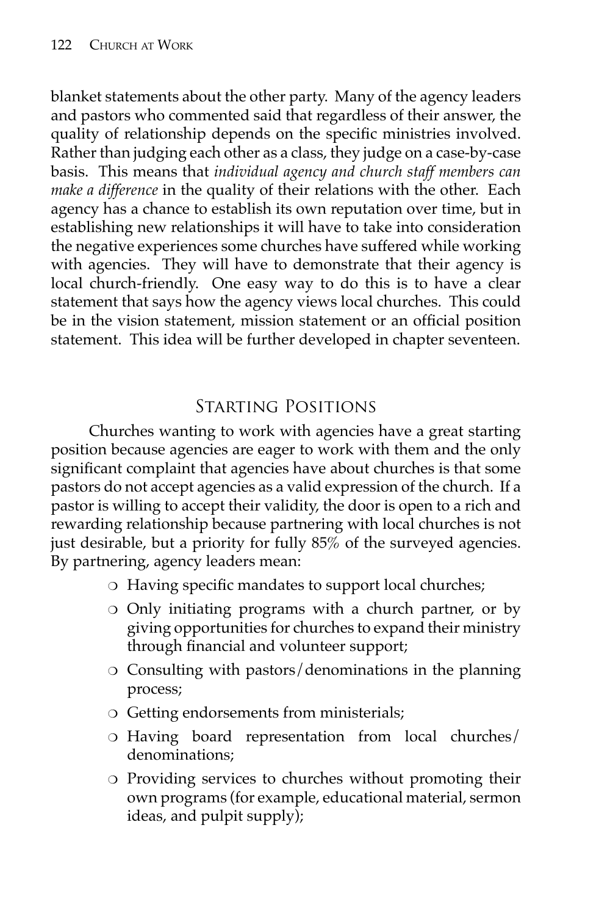blanket statements about the other party. Many of the agency leaders and pastors who commented said that regardless of their answer, the quality of relationship depends on the specific ministries involved. Rather than judging each other as a class, they judge on a case-by-case basis. This means that *individual agency and church staff members can make a difference* in the quality of their relations with the other. Each agency has a chance to establish its own reputation over time, but in establishing new relationships it will have to take into consideration the negative experiences some churches have suffered while working with agencies. They will have to demonstrate that their agency is local church-friendly. One easy way to do this is to have a clear statement that says how the agency views local churches. This could be in the vision statement, mission statement or an official position statement. This idea will be further developed in chapter seventeen.

## Starting Positions

Churches wanting to work with agencies have a great starting position because agencies are eager to work with them and the only significant complaint that agencies have about churches is that some pastors do not accept agencies as a valid expression of the church. If a pastor is willing to accept their validity, the door is open to a rich and rewarding relationship because partnering with local churches is not just desirable, but a priority for fully 85% of the surveyed agencies. By partnering, agency leaders mean:

- Having specific mandates to support local churches;
- Only initiating programs with a church partner, or by giving opportunities for churches to expand their ministry through financial and volunteer support;
- Consulting with pastors/denominations in the planning process;
- Getting endorsements from ministerials;
- Having board representation from local churches/denominations;
- Providing services to churches without promoting their own programs (for example, educational material, sermon ideas, and pulpit supply);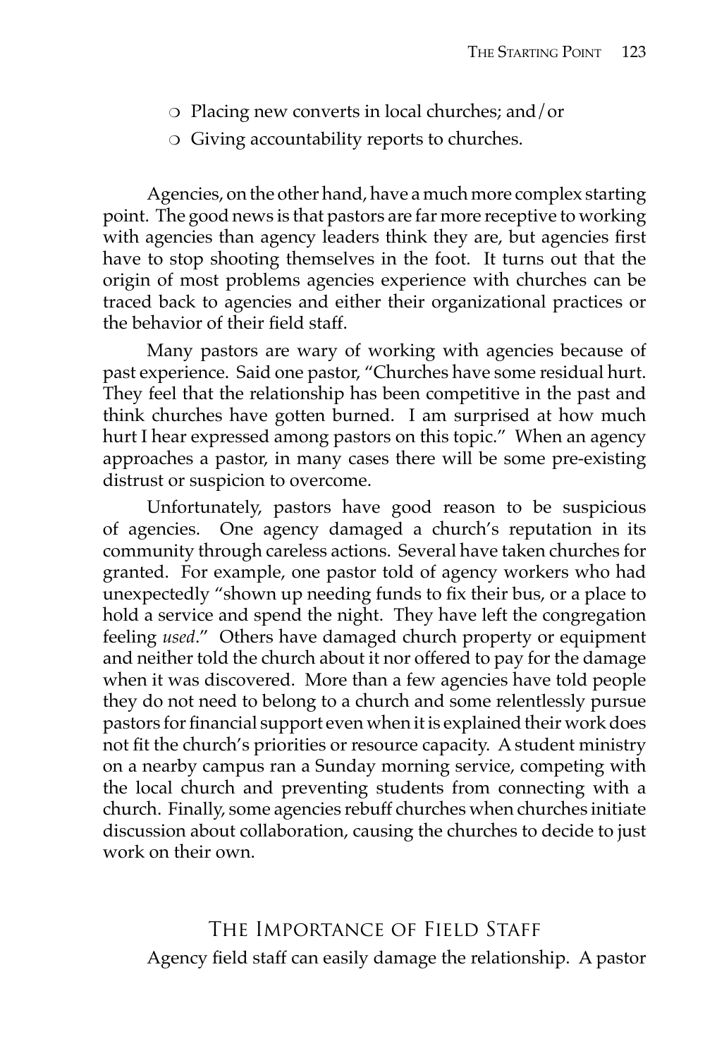- Placing new converts in local churches; and/or
- Giving accountability reports to churches.

Agencies, on the other hand, have a much more complex starting point. The good news is that pastors are far more receptive to working with agencies than agency leaders think they are, but agencies first have to stop shooting themselves in the foot. It turns out that the origin of most problems agencies experience with churches can be traced back to agencies and either their organizational practices or the behavior of their field staff.

Many pastors are wary of working with agencies because of past experience. Said one pastor, "Churches have some residual hurt. They feel that the relationship has been competitive in the past and think churches have gotten burned. I am surprised at how much hurt I hear expressed among pastors on this topic." When an agency approaches a pastor, in many cases there will be some pre-existing distrust or suspicion to overcome.

Unfortunately, pastors have good reason to be suspicious of agencies. One agency damaged a church's reputation in its community through careless actions. Several have taken churches for granted. For example, one pastor told of agency workers who had unexpectedly "shown up needing funds to fix their bus, or a place to hold a service and spend the night. They have left the congregation feeling *used*." Others have damaged church property or equipment and neither told the church about it nor offered to pay for the damage when it was discovered. More than a few agencies have told people they do not need to belong to a church and some relentlessly pursue pastors for financial support even when it is explained their work does not fit the church's priorities or resource capacity. A student ministry on a nearby campus ran a Sunday morning service, competing with the local church and preventing students from connecting with a church. Finally, some agencies rebuff churches when churches initiate discussion about collaboration, causing the churches to decide to just work on their own.

## The Importance of Field Staff

Agency field staff can easily damage the relationship. A pastor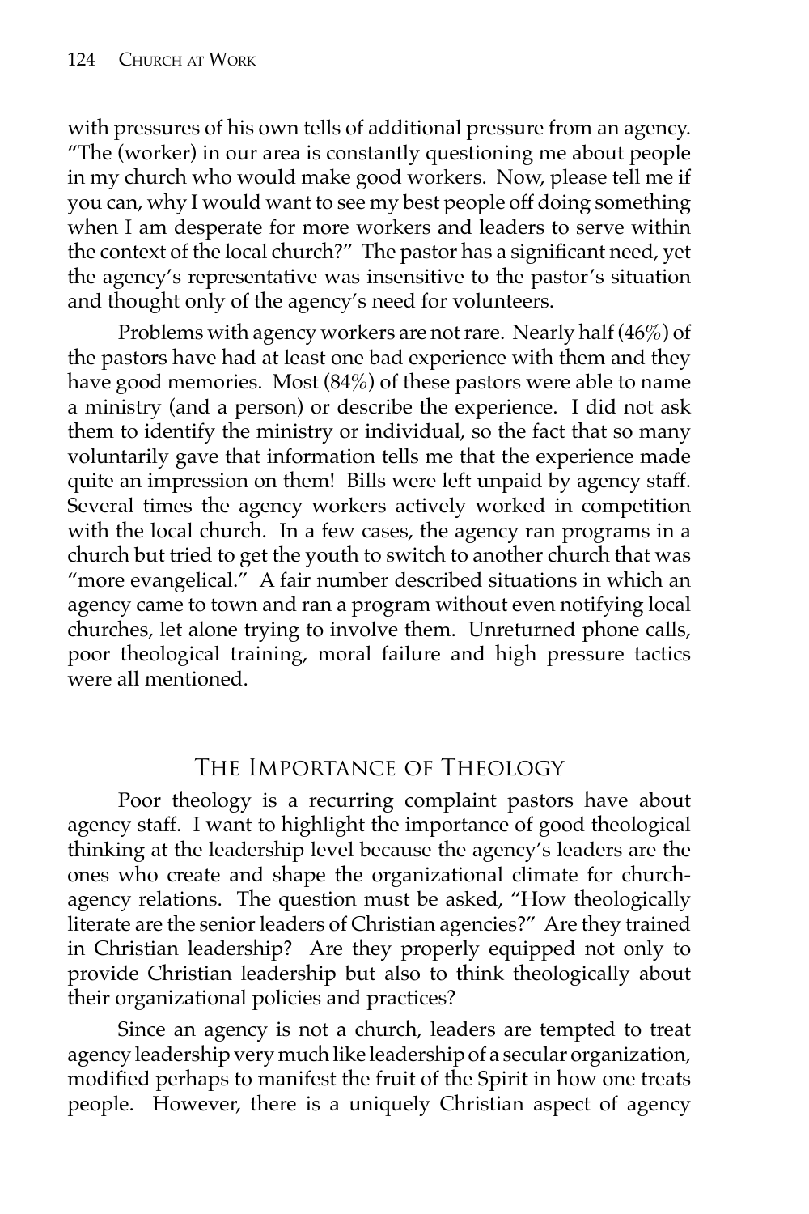with pressures of his own tells of additional pressure from an agency. "The (worker) in our area is constantly questioning me about people in my church who would make good workers. Now, please tell me if you can, why I would want to see my best people off doing something when I am desperate for more workers and leaders to serve within the context of the local church?" The pastor has a significant need, yet the agency's representative was insensitive to the pastor's situation and thought only of the agency's need for volunteers.

Problems with agency workers are not rare. Nearly half (46%) of the pastors have had at least one bad experience with them and they have good memories. Most (84%) of these pastors were able to name a ministry (and a person) or describe the experience. I did not ask them to identify the ministry or individual, so the fact that so many voluntarily gave that information tells me that the experience made quite an impression on them! Bills were left unpaid by agency staff. Several times the agency workers actively worked in competition with the local church. In a few cases, the agency ran programs in a church but tried to get the youth to switch to another church that was "more evangelical." A fair number described situations in which an agency came to town and ran a program without even notifying local churches, let alone trying to involve them. Unreturned phone calls, poor theological training, moral failure and high pressure tactics were all mentioned.

## The Importance of Theology

Poor theology is a recurring complaint pastors have about agency staff. I want to highlight the importance of good theological thinking at the leadership level because the agency's leaders are the ones who create and shape the organizational climate for church-agency relations. The question must be asked, "How theologically literate are the senior leaders of Christian agencies?" Are they trained in Christian leadership? Are they properly equipped not only to provide Christian leadership but also to think theologically about their organizational policies and practices?

Since an agency is not a church, leaders are tempted to treat agency leadership very much like leadership of a secular organization, modified perhaps to manifest the fruit of the Spirit in how one treats people. However, there is a uniquely Christian aspect of agency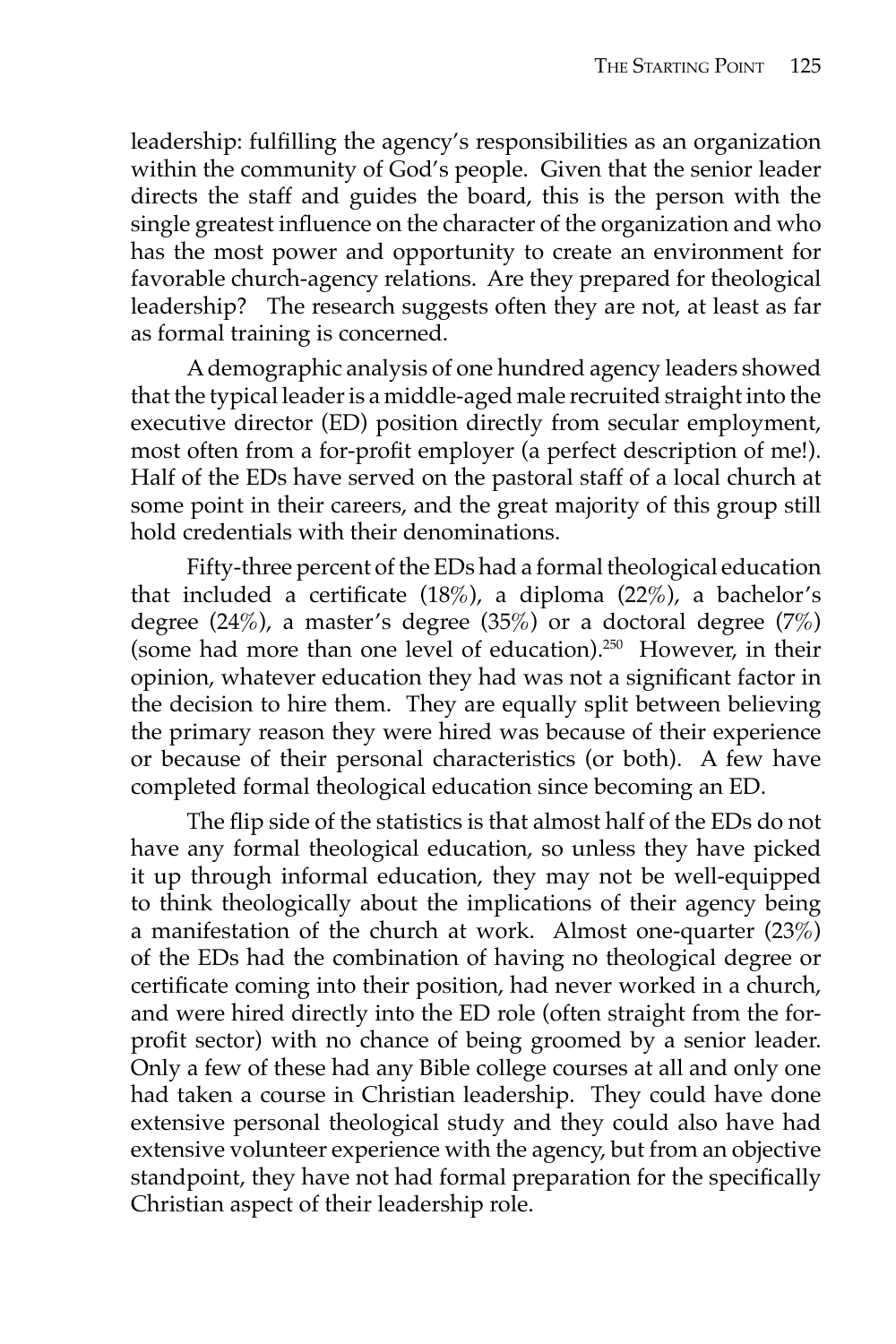leadership: fulfilling the agency's responsibilities as an organization within the community of God's people. Given that the senior leader directs the staff and guides the board, this is the person with the single greatest influence on the character of the organization and who has the most power and opportunity to create an environment for favorable church-agency relations. Are they prepared for theological leadership? The research suggests often they are not, at least as far as formal training is concerned.

A demographic analysis of one hundred agency leaders showed that the typical leader is a middle-aged male recruited straight into the executive director (ED) position directly from secular employment, most often from a for-profit employer (a perfect description of me!). Half of the EDs have served on the pastoral staff of a local church at some point in their careers, and the great majority of this group still hold credentials with their denominations.

Fifty-three percent of the EDs had a formal theological education that included a certificate (18%), a diploma (22%), a bachelor's degree (24%), a master's degree (35%) or a doctoral degree (7%) (some had more than one level of education).[250] However, in their opinion, whatever education they had was not a significant factor in the decision to hire them. They are equally split between believing the primary reason they were hired was because of their experience or because of their personal characteristics (or both). A few have completed formal theological education since becoming an ED.

The flip side of the statistics is that almost half of the EDs do not have any formal theological education, so unless they have picked it up through informal education, they may not be well-equipped to think theologically about the implications of their agency being a manifestation of the church at work. Almost one-quarter (23%) of the EDs had the combination of having no theological degree or certificate coming into their position, had never worked in a church, and were hired directly into the ED role (often straight from the for-profit sector) with no chance of being groomed by a senior leader. Only a few of these had any Bible college courses at all and only one had taken a course in Christian leadership. They could have done extensive personal theological study and they could also have had extensive volunteer experience with the agency, but from an objective standpoint, they have not had formal preparation for the specifically Christian aspect of their leadership role.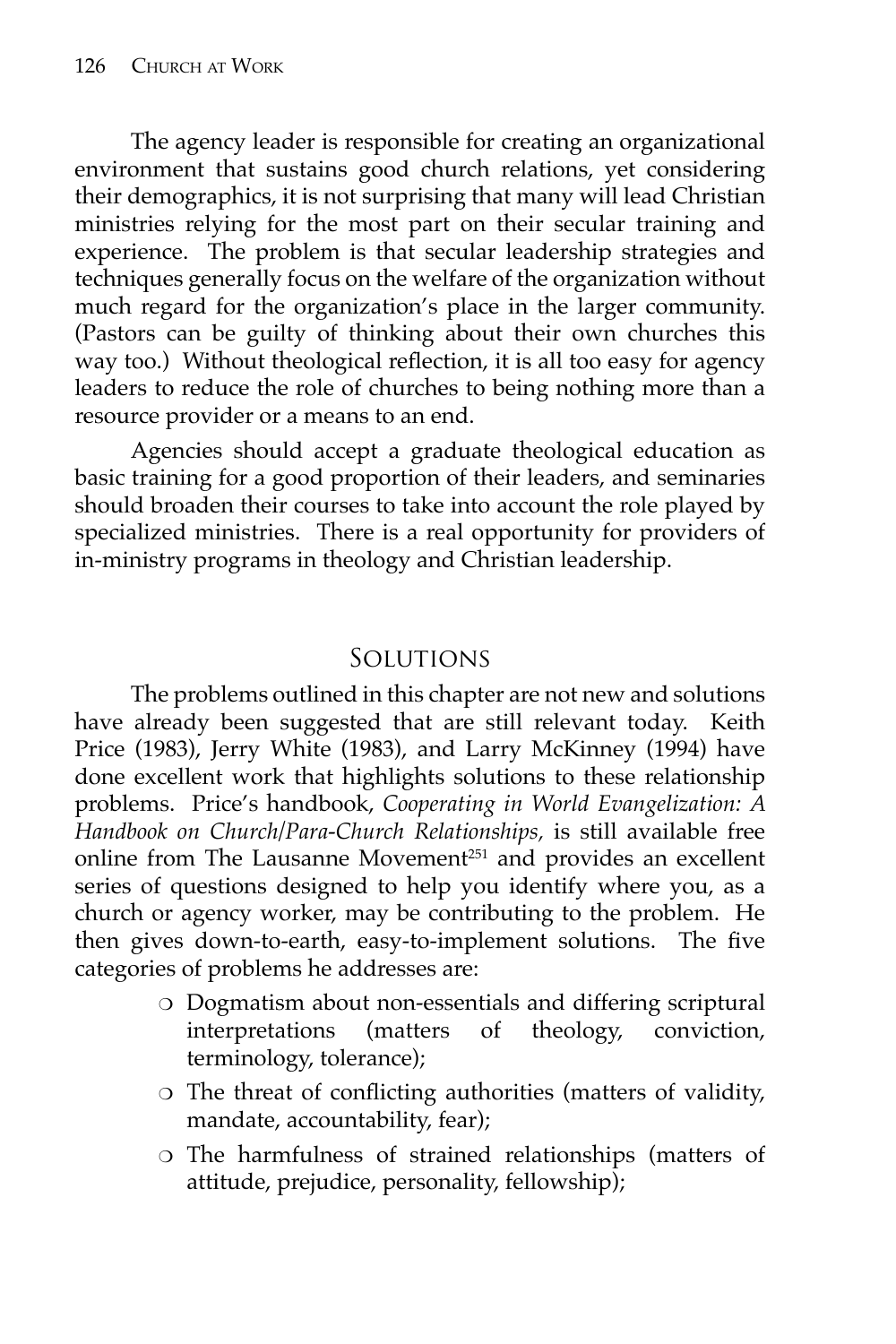The agency leader is responsible for creating an organizational environment that sustains good church relations, yet considering their demographics, it is not surprising that many will lead Christian ministries relying for the most part on their secular training and experience. The problem is that secular leadership strategies and techniques generally focus on the welfare of the organization without much regard for the organization's place in the larger community. (Pastors can be guilty of thinking about their own churches this way too.) Without theological reflection, it is all too easy for agency leaders to reduce the role of churches to being nothing more than a resource provider or a means to an end.

Agencies should accept a graduate theological education as basic training for a good proportion of their leaders, and seminaries should broaden their courses to take into account the role played by specialized ministries. There is a real opportunity for providers of in-ministry programs in theology and Christian leadership.

## Solutions

The problems outlined in this chapter are not new and solutions have already been suggested that are still relevant today. Keith Price (1983), Jerry White (1983), and Larry McKinney (1994) have done excellent work that highlights solutions to these relationship problems. Price's handbook, *Cooperating in World Evangelization: A Handbook on Church/Para-Church Relationships*, is still available free online from The Lausanne Movement[251] and provides an excellent series of questions designed to help you identify where you, as a church or agency worker, may be contributing to the problem. He then gives down-to-earth, easy-to-implement solutions. The five categories of problems he addresses are:

- Dogmatism about non-essentials and differing scriptural interpretations (matters of theology, conviction, terminology, tolerance);
- The threat of conflicting authorities (matters of validity, mandate, accountability, fear);
- The harmfulness of strained relationships (matters of attitude, prejudice, personality, fellowship);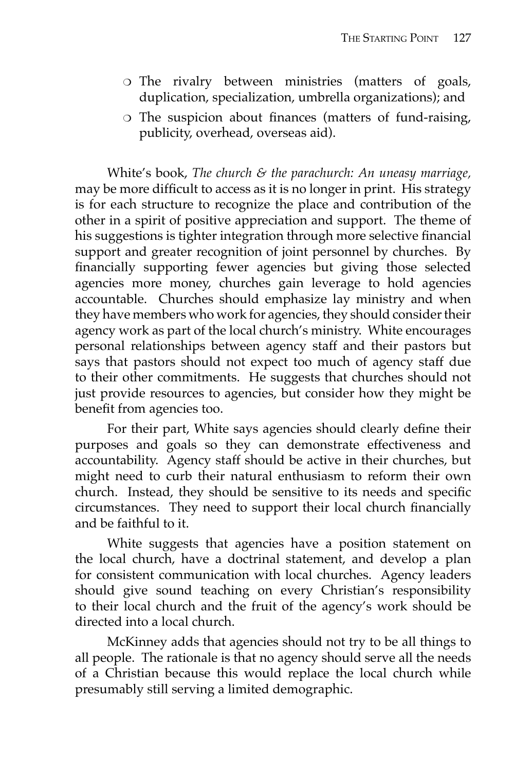- The rivalry between ministries (matters of goals, duplication, specialization, umbrella organizations); and
- The suspicion about finances (matters of fund-raising, publicity, overhead, overseas aid).

White's book, *The church & the parachurch: An uneasy marriage,* may be more difficult to access as it is no longer in print. His strategy is for each structure to recognize the place and contribution of the other in a spirit of positive appreciation and support. The theme of his suggestions is tighter integration through more selective financial support and greater recognition of joint personnel by churches. By financially supporting fewer agencies but giving those selected agencies more money, churches gain leverage to hold agencies accountable. Churches should emphasize lay ministry and when they have members who work for agencies, they should consider their agency work as part of the local church's ministry. White encourages personal relationships between agency staff and their pastors but says that pastors should not expect too much of agency staff due to their other commitments. He suggests that churches should not just provide resources to agencies, but consider how they might be benefit from agencies too.

For their part, White says agencies should clearly define their purposes and goals so they can demonstrate effectiveness and accountability. Agency staff should be active in their churches, but might need to curb their natural enthusiasm to reform their own church. Instead, they should be sensitive to its needs and specific circumstances. They need to support their local church financially and be faithful to it.

White suggests that agencies have a position statement on the local church, have a doctrinal statement, and develop a plan for consistent communication with local churches. Agency leaders should give sound teaching on every Christian's responsibility to their local church and the fruit of the agency's work should be directed into a local church.

McKinney adds that agencies should not try to be all things to all people. The rationale is that no agency should serve all the needs of a Christian because this would replace the local church while presumably still serving a limited demographic.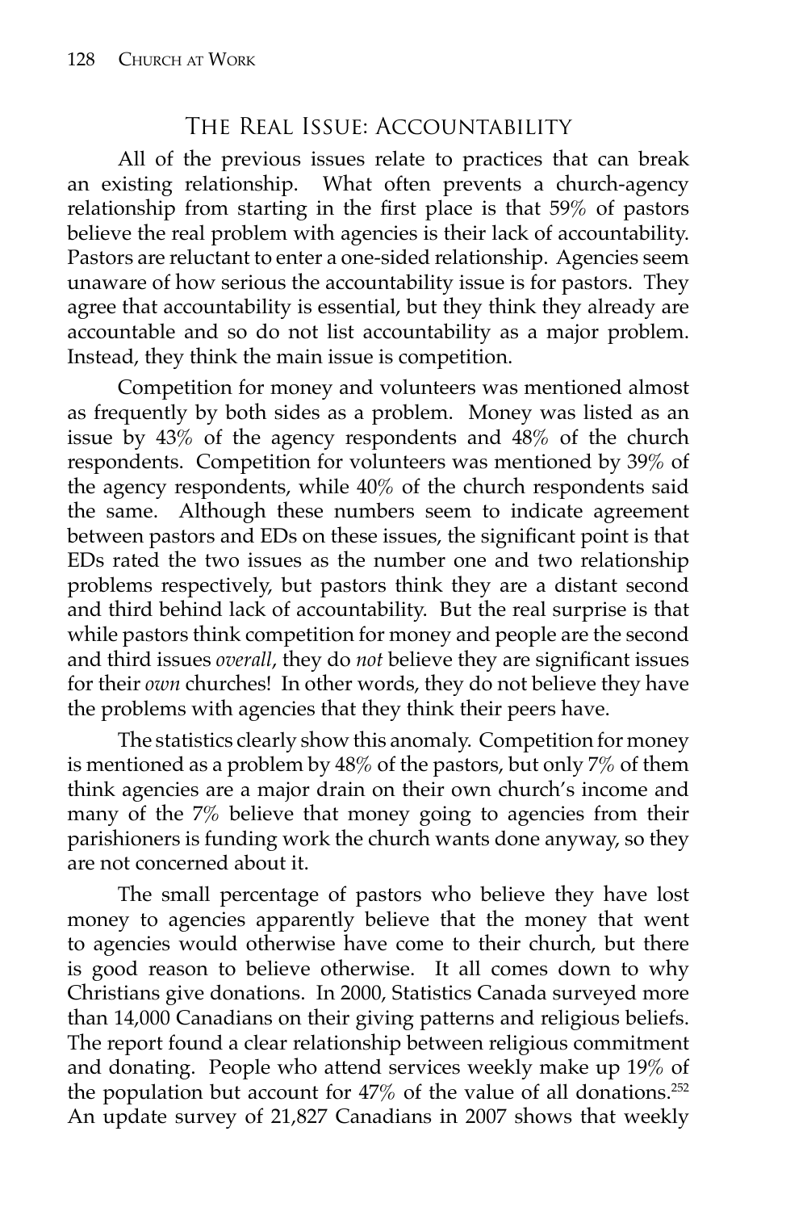## The Real Issue: Accountability

All of the previous issues relate to practices that can break an existing relationship. What often prevents a church-agency relationship from starting in the first place is that 59% of pastors believe the real problem with agencies is their lack of accountability. Pastors are reluctant to enter a one-sided relationship. Agencies seem unaware of how serious the accountability issue is for pastors. They agree that accountability is essential, but they think they already are accountable and so do not list accountability as a major problem. Instead, they think the main issue is competition.

Competition for money and volunteers was mentioned almost as frequently by both sides as a problem. Money was listed as an issue by 43% of the agency respondents and 48% of the church respondents. Competition for volunteers was mentioned by 39% of the agency respondents, while 40% of the church respondents said the same. Although these numbers seem to indicate agreement between pastors and EDs on these issues, the significant point is that EDs rated the two issues as the number one and two relationship problems respectively, but pastors think they are a distant second and third behind lack of accountability. But the real surprise is that while pastors think competition for money and people are the second and third issues *overall*, they do *not* believe they are significant issues for their *own* churches! In other words, they do not believe they have the problems with agencies that they think their peers have.

The statistics clearly show this anomaly. Competition for money is mentioned as a problem by 48% of the pastors, but only 7% of them think agencies are a major drain on their own church's income and many of the 7% believe that money going to agencies from their parishioners is funding work the church wants done anyway, so they are not concerned about it.

The small percentage of pastors who believe they have lost money to agencies apparently believe that the money that went to agencies would otherwise have come to their church, but there is good reason to believe otherwise. It all comes down to why Christians give donations. In 2000, Statistics Canada surveyed more than 14,000 Canadians on their giving patterns and religious beliefs. The report found a clear relationship between religious commitment and donating. People who attend services weekly make up 19% of the population but account for 47% of the value of all donations.[252] An update survey of 21,827 Canadians in 2007 shows that weekly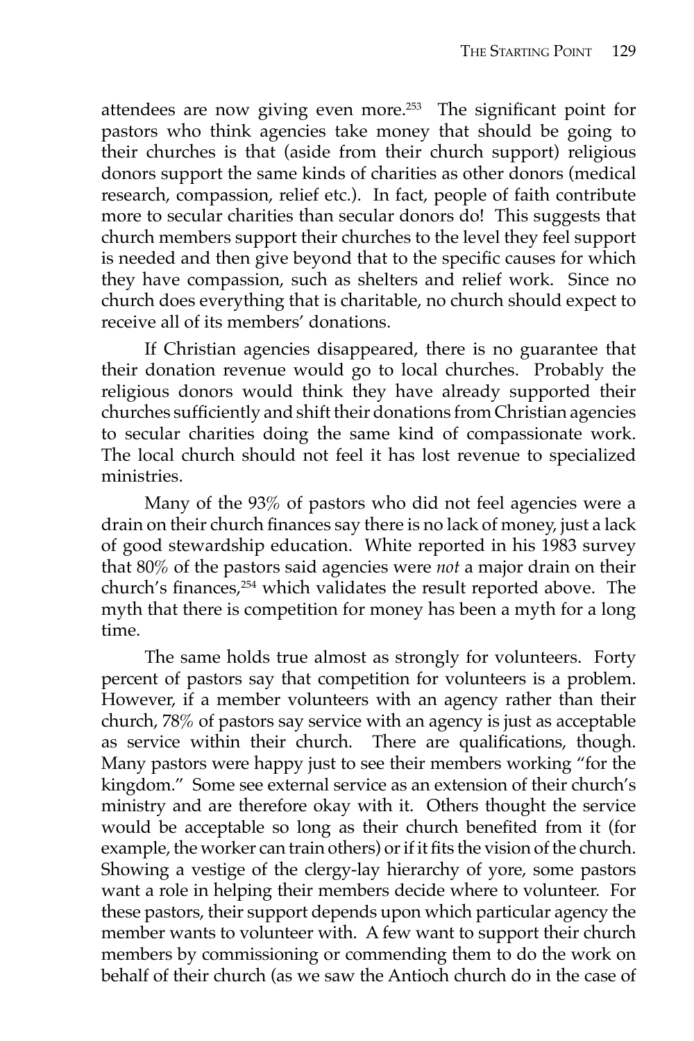attendees are now giving even more.[253] The significant point for pastors who think agencies take money that should be going to their churches is that (aside from their church support) religious donors support the same kinds of charities as other donors (medical research, compassion, relief etc.). In fact, people of faith contribute more to secular charities than secular donors do! This suggests that church members support their churches to the level they feel support is needed and then give beyond that to the specific causes for which they have compassion, such as shelters and relief work. Since no church does everything that is charitable, no church should expect to receive all of its members' donations.

If Christian agencies disappeared, there is no guarantee that their donation revenue would go to local churches. Probably the religious donors would think they have already supported their churches sufficiently and shift their donations from Christian agencies to secular charities doing the same kind of compassionate work. The local church should not feel it has lost revenue to specialized ministries.

Many of the 93% of pastors who did not feel agencies were a drain on their church finances say there is no lack of money, just a lack of good stewardship education. White reported in his 1983 survey that 80% of the pastors said agencies were *not* a major drain on their church's finances,[254] which validates the result reported above. The myth that there is competition for money has been a myth for a long time.

The same holds true almost as strongly for volunteers. Forty percent of pastors say that competition for volunteers is a problem. However, if a member volunteers with an agency rather than their church, 78% of pastors say service with an agency is just as acceptable as service within their church. There are qualifications, though. Many pastors were happy just to see their members working "for the kingdom." Some see external service as an extension of their church's ministry and are therefore okay with it. Others thought the service would be acceptable so long as their church benefited from it (for example, the worker can train others) or if it fits the vision of the church. Showing a vestige of the clergy-lay hierarchy of yore, some pastors want a role in helping their members decide where to volunteer. For these pastors, their support depends upon which particular agency the member wants to volunteer with. A few want to support their church members by commissioning or commending them to do the work on behalf of their church (as we saw the Antioch church do in the case of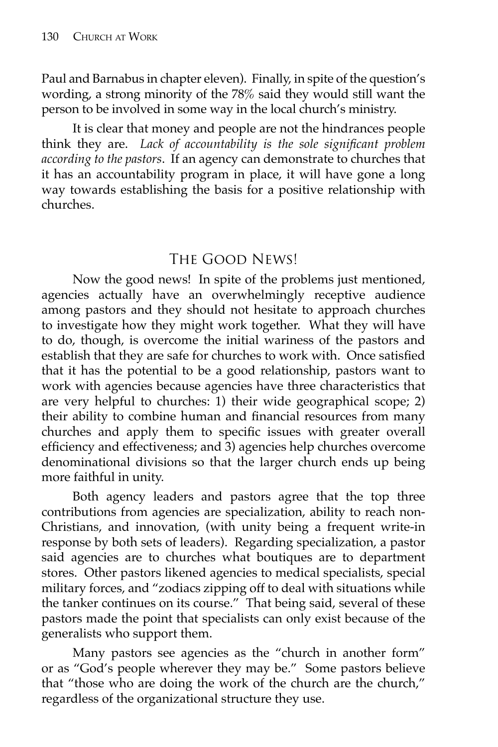Paul and Barnabus in chapter eleven). Finally, in spite of the question's wording, a strong minority of the 78% said they would still want the person to be involved in some way in the local church's ministry.

It is clear that money and people are not the hindrances people think they are. *Lack of accountability is the sole significant problem according to the pastors*. If an agency can demonstrate to churches that it has an accountability program in place, it will have gone a long way towards establishing the basis for a positive relationship with churches.

## The Good News!

Now the good news! In spite of the problems just mentioned, agencies actually have an overwhelmingly receptive audience among pastors and they should not hesitate to approach churches to investigate how they might work together. What they will have to do, though, is overcome the initial wariness of the pastors and establish that they are safe for churches to work with. Once satisfied that it has the potential to be a good relationship, pastors want to work with agencies because agencies have three characteristics that are very helpful to churches: 1) their wide geographical scope; 2) their ability to combine human and financial resources from many churches and apply them to specific issues with greater overall efficiency and effectiveness; and 3) agencies help churches overcome denominational divisions so that the larger church ends up being more faithful in unity.

Both agency leaders and pastors agree that the top three contributions from agencies are specialization, ability to reach non-Christians, and innovation, (with unity being a frequent write-in response by both sets of leaders). Regarding specialization, a pastor said agencies are to churches what boutiques are to department stores. Other pastors likened agencies to medical specialists, special military forces, and "zodiacs zipping off to deal with situations while the tanker continues on its course." That being said, several of these pastors made the point that specialists can only exist because of the generalists who support them.

Many pastors see agencies as the "church in another form" or as "God's people wherever they may be." Some pastors believe that "those who are doing the work of the church are the church," regardless of the organizational structure they use.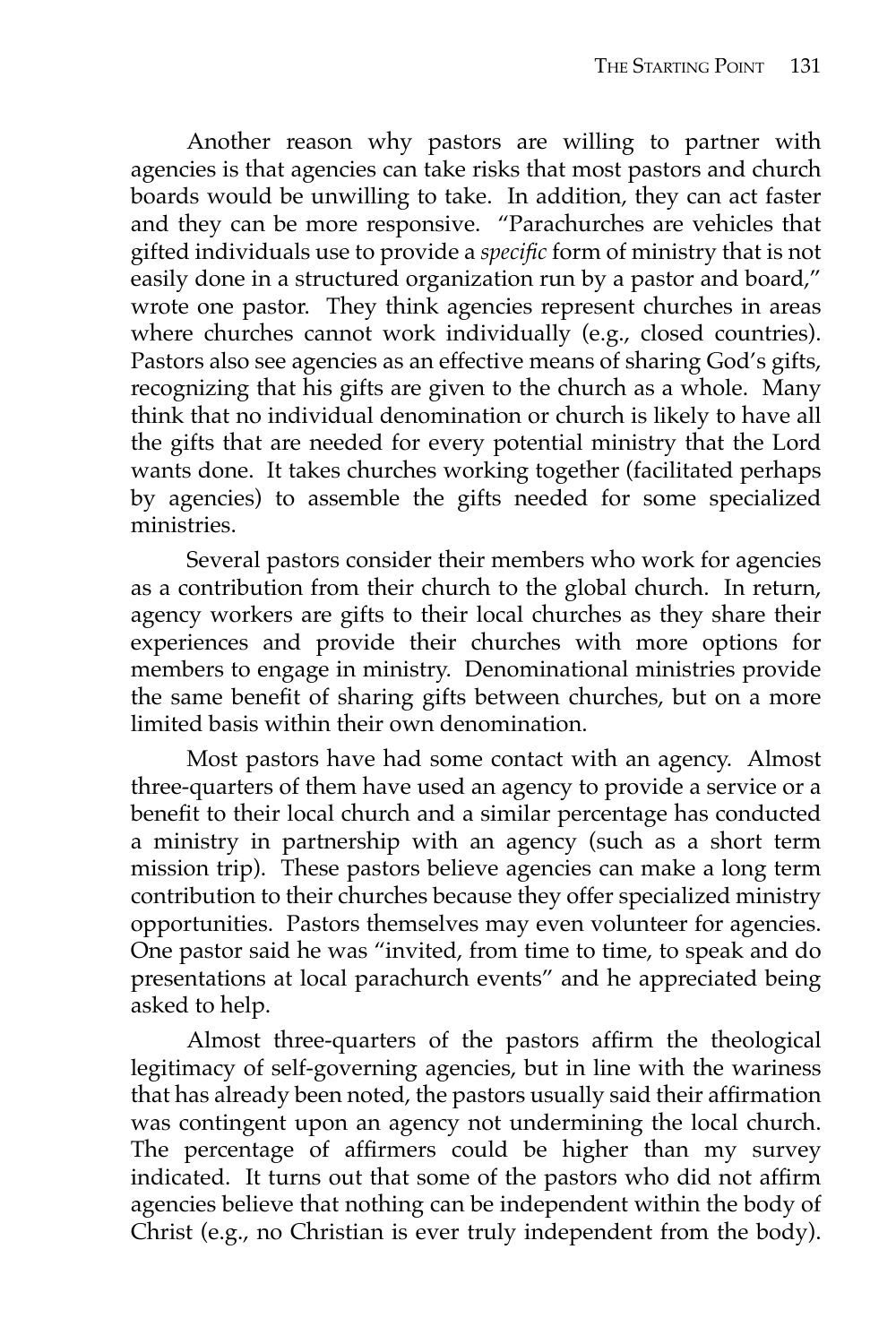Another reason why pastors are willing to partner with agencies is that agencies can take risks that most pastors and church boards would be unwilling to take. In addition, they can act faster and they can be more responsive. "Parachurches are vehicles that gifted individuals use to provide a *specific* form of ministry that is not easily done in a structured organization run by a pastor and board," wrote one pastor. They think agencies represent churches in areas where churches cannot work individually (e.g., closed countries). Pastors also see agencies as an effective means of sharing God's gifts, recognizing that his gifts are given to the church as a whole. Many think that no individual denomination or church is likely to have all the gifts that are needed for every potential ministry that the Lord wants done. It takes churches working together (facilitated perhaps by agencies) to assemble the gifts needed for some specialized ministries.

Several pastors consider their members who work for agencies as a contribution from their church to the global church. In return, agency workers are gifts to their local churches as they share their experiences and provide their churches with more options for members to engage in ministry. Denominational ministries provide the same benefit of sharing gifts between churches, but on a more limited basis within their own denomination.

Most pastors have had some contact with an agency. Almost three-quarters of them have used an agency to provide a service or a benefit to their local church and a similar percentage has conducted a ministry in partnership with an agency (such as a short term mission trip). These pastors believe agencies can make a long term contribution to their churches because they offer specialized ministry opportunities. Pastors themselves may even volunteer for agencies. One pastor said he was "invited, from time to time, to speak and do presentations at local parachurch events" and he appreciated being asked to help.

Almost three-quarters of the pastors affirm the theological legitimacy of self-governing agencies, but in line with the wariness that has already been noted, the pastors usually said their affirmation was contingent upon an agency not undermining the local church. The percentage of affirmers could be higher than my survey indicated. It turns out that some of the pastors who did not affirm agencies believe that nothing can be independent within the body of Christ (e.g., no Christian is ever truly independent from the body).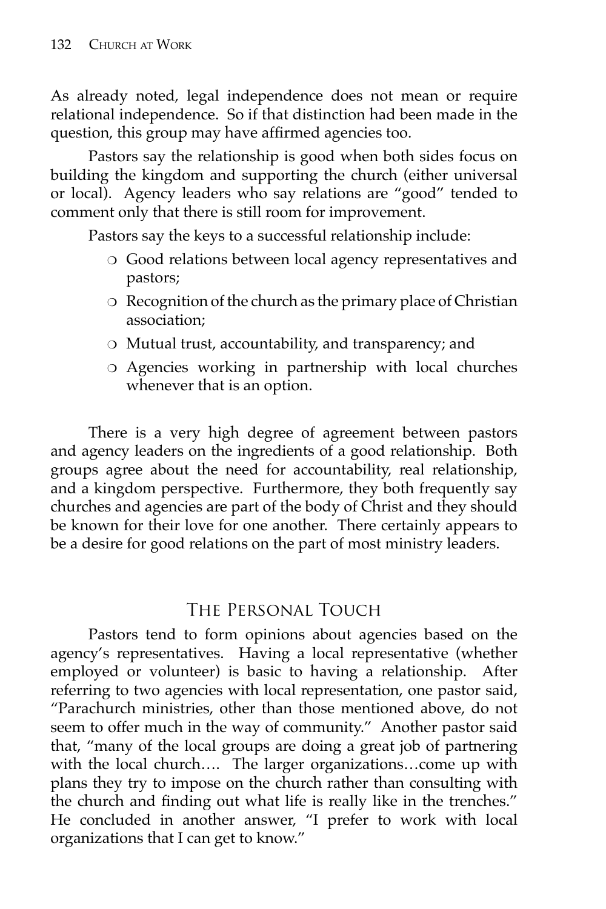As already noted, legal independence does not mean or require relational independence. So if that distinction had been made in the question, this group may have affirmed agencies too.

Pastors say the relationship is good when both sides focus on building the kingdom and supporting the church (either universal or local). Agency leaders who say relations are "good" tended to comment only that there is still room for improvement.

Pastors say the keys to a successful relationship include:

- Good relations between local agency representatives and pastors;
- Recognition of the church as the primary place of Christian association;
- Mutual trust, accountability, and transparency; and
- Agencies working in partnership with local churches whenever that is an option.

There is a very high degree of agreement between pastors and agency leaders on the ingredients of a good relationship. Both groups agree about the need for accountability, real relationship, and a kingdom perspective. Furthermore, they both frequently say churches and agencies are part of the body of Christ and they should be known for their love for one another. There certainly appears to be a desire for good relations on the part of most ministry leaders.

## The Personal Touch

Pastors tend to form opinions about agencies based on the agency's representatives. Having a local representative (whether employed or volunteer) is basic to having a relationship. After referring to two agencies with local representation, one pastor said, "Parachurch ministries, other than those mentioned above, do not seem to offer much in the way of community." Another pastor said that, "many of the local groups are doing a great job of partnering with the local church…. The larger organizations…come up with plans they try to impose on the church rather than consulting with the church and finding out what life is really like in the trenches." He concluded in another answer, "I prefer to work with local organizations that I can get to know."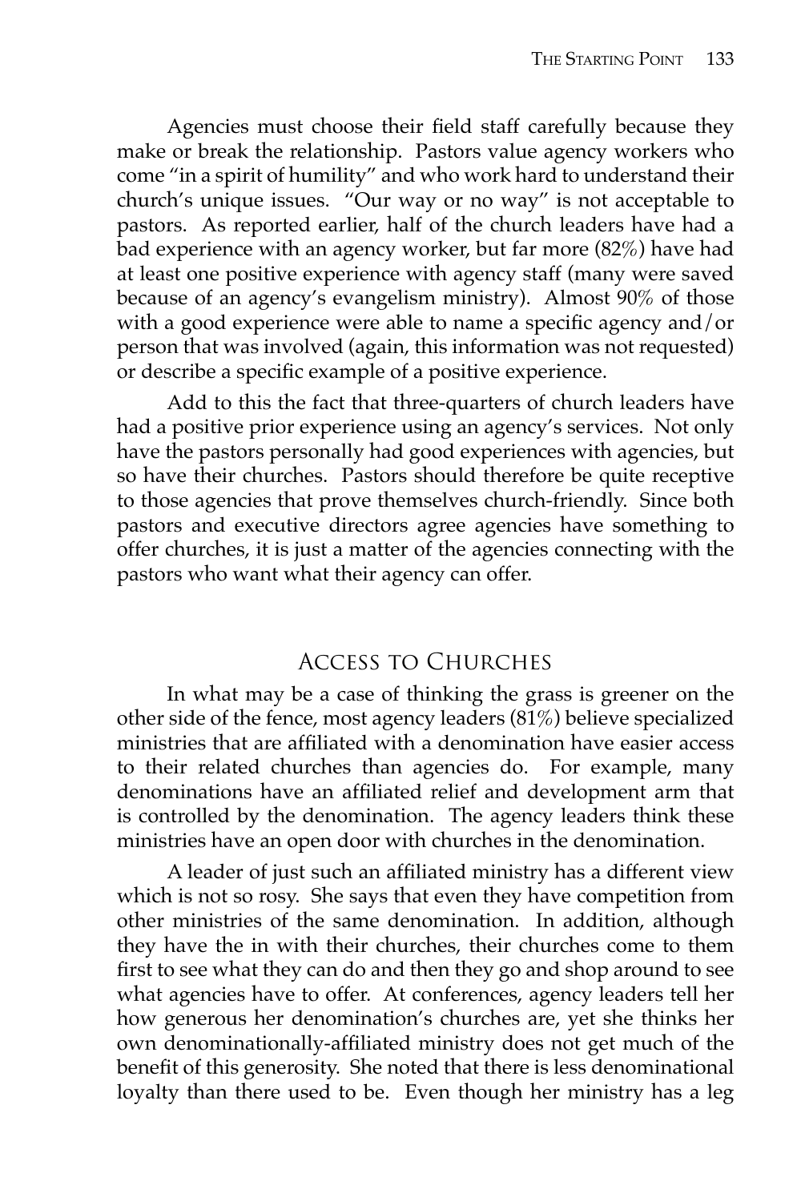Agencies must choose their field staff carefully because they make or break the relationship. Pastors value agency workers who come "in a spirit of humility" and who work hard to understand their church's unique issues. "Our way or no way" is not acceptable to pastors. As reported earlier, half of the church leaders have had a bad experience with an agency worker, but far more (82%) have had at least one positive experience with agency staff (many were saved because of an agency's evangelism ministry). Almost 90% of those with a good experience were able to name a specific agency and/or person that was involved (again, this information was not requested) or describe a specific example of a positive experience.

Add to this the fact that three-quarters of church leaders have had a positive prior experience using an agency's services. Not only have the pastors personally had good experiences with agencies, but so have their churches. Pastors should therefore be quite receptive to those agencies that prove themselves church-friendly. Since both pastors and executive directors agree agencies have something to offer churches, it is just a matter of the agencies connecting with the pastors who want what their agency can offer.

## Access to Churches

In what may be a case of thinking the grass is greener on the other side of the fence, most agency leaders (81%) believe specialized ministries that are affiliated with a denomination have easier access to their related churches than agencies do. For example, many denominations have an affiliated relief and development arm that is controlled by the denomination. The agency leaders think these ministries have an open door with churches in the denomination.

A leader of just such an affiliated ministry has a different view which is not so rosy. She says that even they have competition from other ministries of the same denomination. In addition, although they have the in with their churches, their churches come to them first to see what they can do and then they go and shop around to see what agencies have to offer. At conferences, agency leaders tell her how generous her denomination's churches are, yet she thinks her own denominationally-affiliated ministry does not get much of the benefit of this generosity. She noted that there is less denominational loyalty than there used to be. Even though her ministry has a leg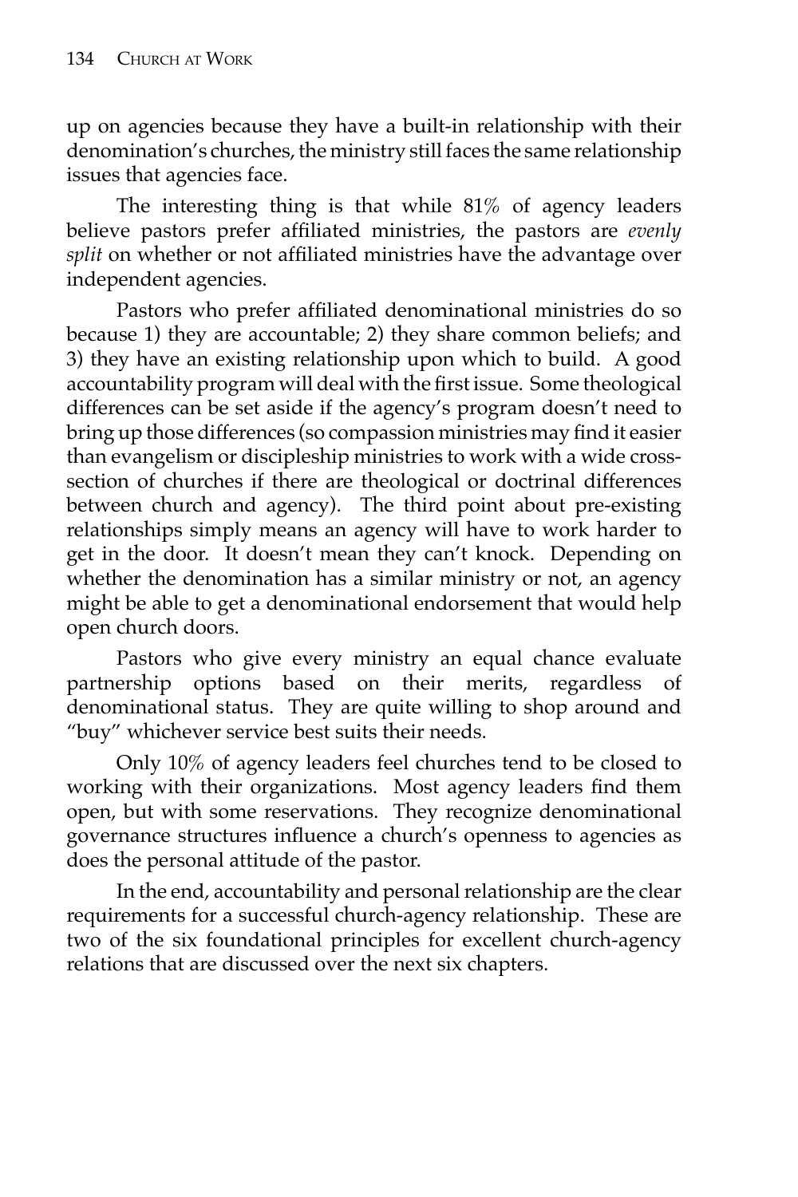up on agencies because they have a built-in relationship with their denomination's churches, the ministry still faces the same relationship issues that agencies face.

The interesting thing is that while 81% of agency leaders believe pastors prefer affiliated ministries, the pastors are *evenly split* on whether or not affiliated ministries have the advantage over independent agencies.

Pastors who prefer affiliated denominational ministries do so because 1) they are accountable; 2) they share common beliefs; and 3) they have an existing relationship upon which to build. A good accountability program will deal with the first issue. Some theological differences can be set aside if the agency's program doesn't need to bring up those differences (so compassion ministries may find it easier than evangelism or discipleship ministries to work with a wide cross-section of churches if there are theological or doctrinal differences between church and agency). The third point about pre-existing relationships simply means an agency will have to work harder to get in the door. It doesn't mean they can't knock. Depending on whether the denomination has a similar ministry or not, an agency might be able to get a denominational endorsement that would help open church doors.

Pastors who give every ministry an equal chance evaluate partnership options based on their merits, regardless of denominational status. They are quite willing to shop around and "buy" whichever service best suits their needs.

Only 10% of agency leaders feel churches tend to be closed to working with their organizations. Most agency leaders find them open, but with some reservations. They recognize denominational governance structures influence a church's openness to agencies as does the personal attitude of the pastor.

In the end, accountability and personal relationship are the clear requirements for a successful church-agency relationship. These are two of the six foundational principles for excellent church-agency relations that are discussed over the next six chapters.